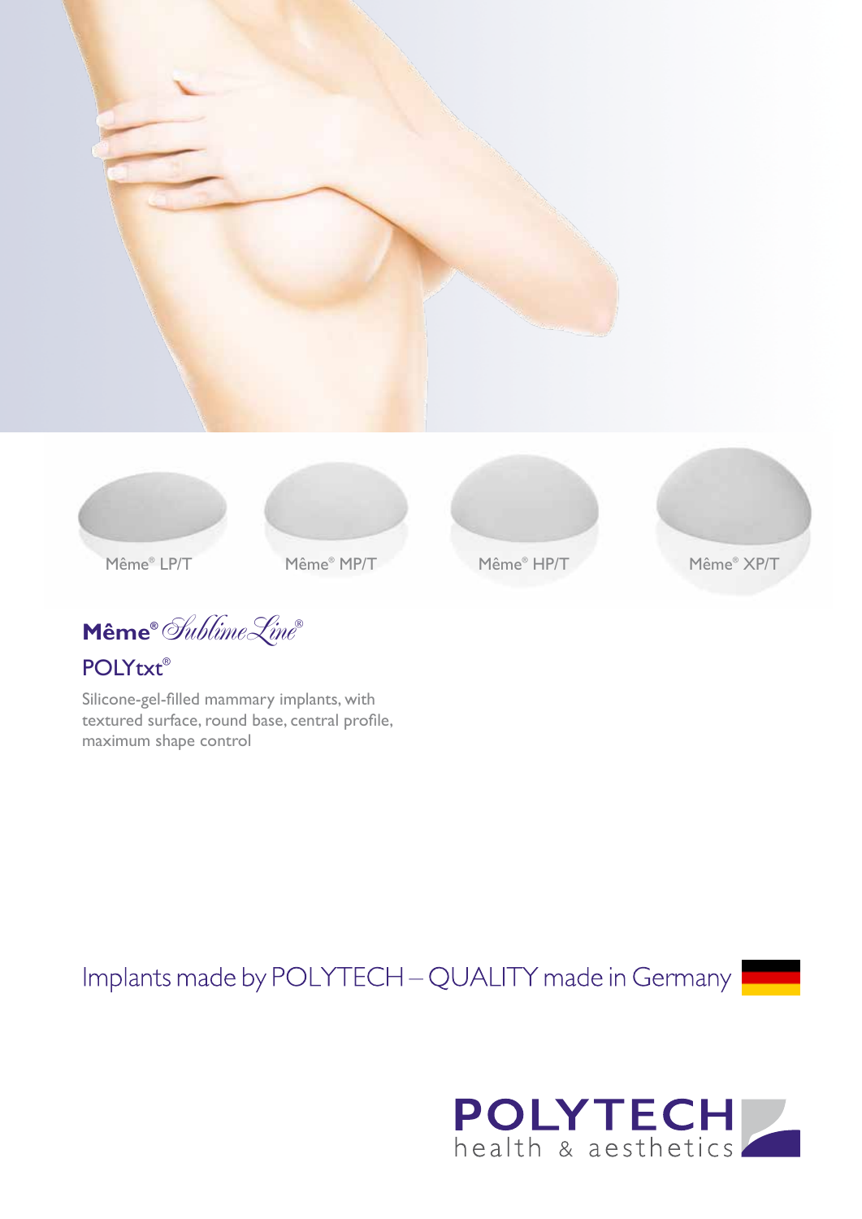Même® LP/T

Même® MP/T

Même® HP/T

Même® XP/T

# Même® SublimeLine®

## POLYtxt®

Silicone-gel-filled mammary implants, with textured surface, round base, central profile, maximum shape control

Implants made by POLYTECH – QUALITY made in Germany

POLYTECH health & aesthetics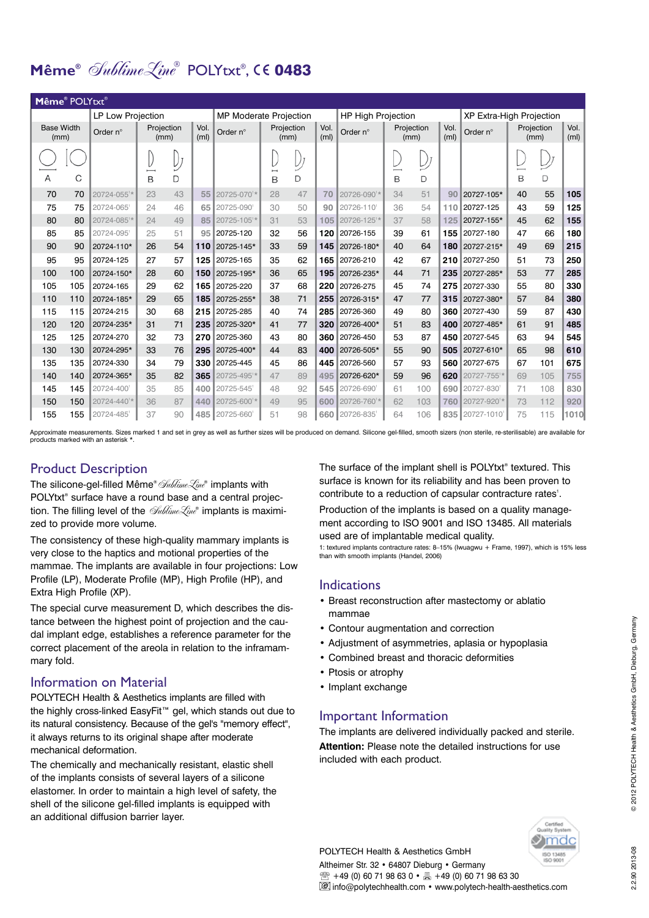# Même® *SublimeLine®* POLYtxt®, CE 0483

| Même® POLYtxt® | | | | | | | | | | | | | | | | | | |
|---|---|---|---|---|---|---|---|---|---|---|---|---|---|---|---|---|---|---|
| | | LP Low Projection | | | | MP Moderate Projection | | | | HP High Projection | | | | XP Extra-High Projection | | | | |
| Base Width (mm) | | Order n° | Projection (mm) | | Vol. (ml) | Order n° | Projection (mm) | | Vol. (ml) | Order n° | Projection (mm) | | Vol. (ml) | Order n° | Projection (mm) | | Vol. (ml) |
| A | C | | B | D | | | B | D | | | B | D | | | B | D | |
| 70 | 70 | 20724-055[1]* | 23 | 43 | 55 | 20725-070[1]* | 28 | 47 | 70 | 20726-090[1]* | 34 | 51 | 90 | 20727-105* | 40 | 55 | 105 |
| 75 | 75 | 20724-065[1] | 24 | 46 | 65 | 20725-090[1] | 30 | 50 | 90 | 20726-110[1] | 36 | 54 | 110 | 20727-125 | 43 | 59 | 125 |
| 80 | 80 | 20724-085[1]* | 24 | 49 | 85 | 20725-105[1]* | 31 | 53 | 105 | 20726-125[1]* | 37 | 58 | 125 | 20727-155* | 45 | 62 | 155 |
| 85 | 85 | 20724-095[1] | 25 | 51 | 95 | 20725-120 | 32 | 56 | 120 | 20726-155 | 39 | 61 | 155 | 20727-180 | 47 | 66 | 180 |
| 90 | 90 | 20724-110* | 26 | 54 | 110 | 20725-145* | 33 | 59 | 145 | 20726-180* | 40 | 64 | 180 | 20727-215* | 49 | 69 | 215 |
| 95 | 95 | 20724-125 | 27 | 57 | 125 | 20725-165 | 35 | 62 | 165 | 20726-210 | 42 | 67 | 210 | 20727-250 | 51 | 73 | 250 |
| 100 | 100 | 20724-150* | 28 | 60 | 150 | 20725-195* | 36 | 65 | 195 | 20726-235* | 44 | 71 | 235 | 20727-285* | 53 | 77 | 285 |
| 105 | 105 | 20724-165 | 29 | 62 | 165 | 20725-220 | 37 | 68 | 220 | 20726-275 | 45 | 74 | 275 | 20727-330 | 55 | 80 | 330 |
| 110 | 110 | 20724-185* | 29 | 65 | 185 | 20725-255* | 38 | 71 | 255 | 20726-315* | 47 | 77 | 315 | 20727-380* | 57 | 84 | 380 |
| 115 | 115 | 20724-215 | 30 | 68 | 215 | 20725-285 | 40 | 74 | 285 | 20726-360 | 49 | 80 | 360 | 20727-430 | 59 | 87 | 430 |
| 120 | 120 | 20724-235* | 31 | 71 | 235 | 20725-320* | 41 | 77 | 320 | 20726-400* | 51 | 83 | 400 | 20727-485* | 61 | 91 | 485 |
| 125 | 125 | 20724-270 | 32 | 73 | 270 | 20725-360 | 43 | 80 | 360 | 20726-450 | 53 | 87 | 450 | 20727-545 | 63 | 94 | 545 |
| 130 | 130 | 20724-295* | 33 | 76 | 295 | 20725-400* | 44 | 83 | 400 | 20726-505* | 55 | 90 | 505 | 20727-610* | 65 | 98 | 610 |
| 135 | 135 | 20724-330 | 34 | 79 | 330 | 20725-445 | 45 | 86 | 445 | 20726-560 | 57 | 93 | 560 | 20727-675 | 67 | 101 | 675 |
| 140 | 140 | 20724-365* | 35 | 82 | 365 | 20725-495[1]* | 47 | 89 | 495 | 20726-620* | 59 | 96 | 620 | 20727-755[1]* | 69 | 105 | 755 |
| 145 | 145 | 20724-400[1] | 35 | 85 | 400 | 20725-545[1] | 48 | 92 | 545 | 20726-690[1] | 61 | 100 | 690 | 20727-830[1] | 71 | 108 | 830 |
| 150 | 150 | 20724-440[1]* | 36 | 87 | 440 | 20725-600[1]* | 49 | 95 | 600 | 20726-760[1]* | 62 | 103 | 760 | 20727-920[1]* | 73 | 112 | 920 |
| 155 | 155 | 20724-485[1] | 37 | 90 | 485 | 20725-660[1] | 51 | 98 | 660 | 20726-835[1] | 64 | 106 | 835 | 20727-1010[1] | 75 | 115 | 1010 |

Approximate measurements. Sizes marked 1 and set in grey as well as further sizes will be produced on demand. Silicone gel-filled, smooth sizers (non sterile, re-sterilisable) are available for products marked with an asterisk *.

## Product Description

The silicone-gel-filled Même® *SublimeLine®* implants with POLYtxt® surface have a round base and a central projection. The filling level of the *SublimeLine®* implants is maximized to provide more volume.

The consistency of these high-quality mammary implants is very close to the haptics and motional properties of the mammae. The implants are available in four projections: Low Profile (LP), Moderate Profile (MP), High Profile (HP), and Extra High Profile (XP).

The special curve measurement D, which describes the distance between the highest point of projection and the caudal implant edge, establishes a reference parameter for the correct placement of the areola in relation to the inframammary fold.

## Information on Material

POLYTECH Health & Aesthetics implants are filled with the highly cross-linked EasyFit™ gel, which stands out due to its natural consistency. Because of the gel's "memory effect", it always returns to its original shape after moderate mechanical deformation.

The chemically and mechanically resistant, elastic shell of the implants consists of several layers of a silicone elastomer. In order to maintain a high level of safety, the shell of the silicone gel-filled implants is equipped with an additional diffusion barrier layer.

The surface of the implant shell is POLYtxt® textured. This surface is known for its reliability and has been proven to contribute to a reduction of capsular contracture rates[1].

Production of the implants is based on a quality management according to ISO 9001 and ISO 13485. All materials used are of implantable medical quality.

1: textured implants contracture rates: 8–15% (Iwuagwu + Frame, 1997), which is 15% less than with smooth implants (Handel, 2006)

## Indications

- Breast reconstruction after mastectomy or ablatio mammae
- Contour augmentation and correction
- Adjustment of asymmetries, aplasia or hypoplasia
- Combined breast and thoracic deformities
- Ptosis or atrophy
- Implant exchange

## Important Information

The implants are delivered individually packed and sterile.

**Attention:** Please note the detailed instructions for use included with each product.

POLYTECH Health & Aesthetics GmbH
Altheimer Str. 32 • 64807 Dieburg • Germany
+49 (0) 60 71 98 63 0 • +49 (0) 60 71 98 63 30
info@polytechhealth.com • www.polytech-health-aesthetics.com

Certified Quality System mdc ISO 13485 ISO 9001

© 2012 POLYTECH Health & Aesthetics GmbH, Dieburg, Germany

2.2.90 2013-08